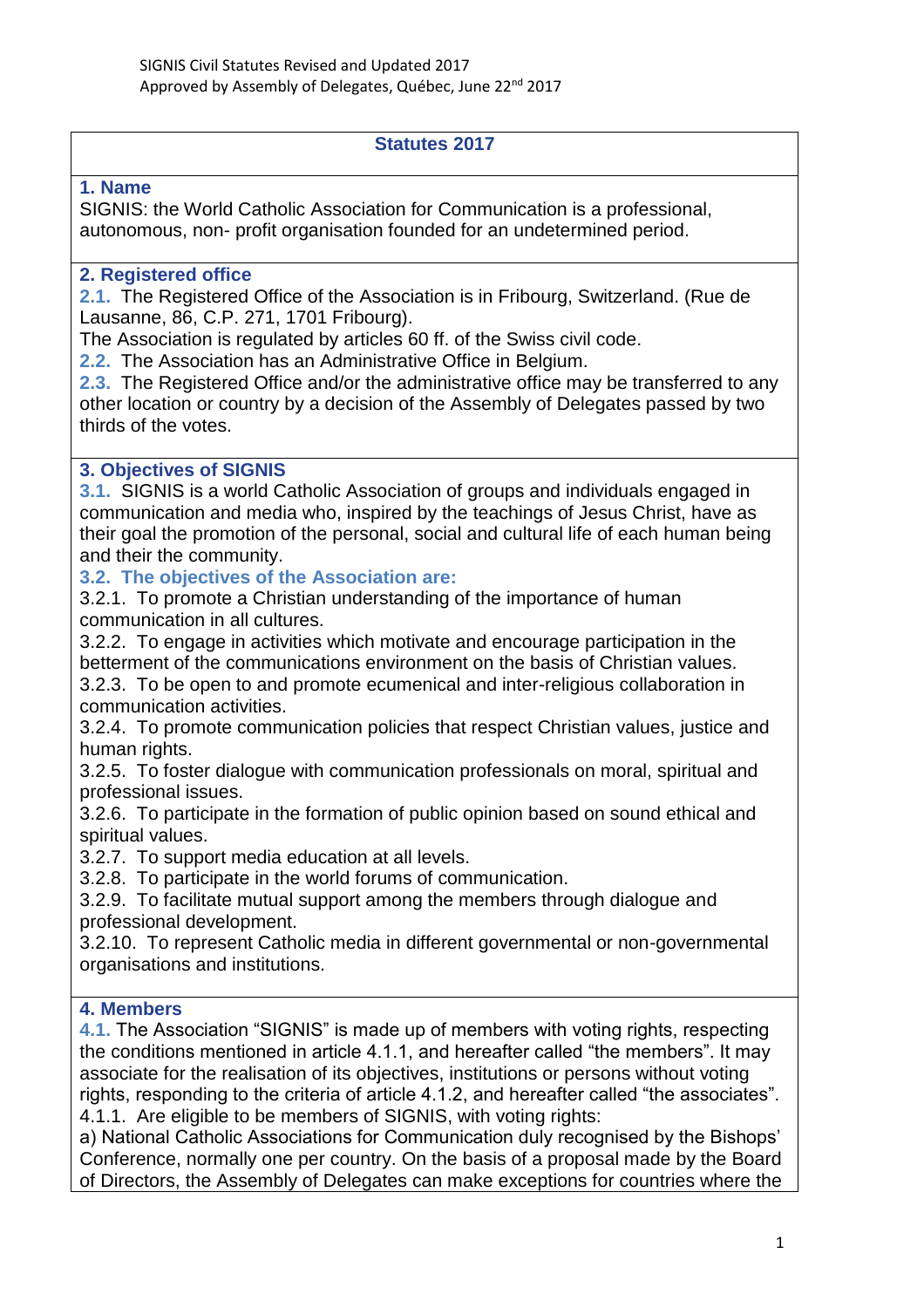SIGNIS Civil Statutes Revised and Updated 2017
Approved by Assembly of Delegates, Québec, June 22nd 2017

# Statutes 2017

## 1. Name

SIGNIS: the World Catholic Association for Communication is a professional, autonomous, non- profit organisation founded for an undetermined period.

## 2. Registered office

**2.1.** The Registered Office of the Association is in Fribourg, Switzerland. (Rue de Lausanne, 86, C.P. 271, 1701 Fribourg).
The Association is regulated by articles 60 ff. of the Swiss civil code.

**2.2.** The Association has an Administrative Office in Belgium.

**2.3.** The Registered Office and/or the administrative office may be transferred to any other location or country by a decision of the Assembly of Delegates passed by two thirds of the votes.

## 3. Objectives of SIGNIS

**3.1.** SIGNIS is a world Catholic Association of groups and individuals engaged in communication and media who, inspired by the teachings of Jesus Christ, have as their goal the promotion of the personal, social and cultural life of each human being and their the community.

**3.2. The objectives of the Association are:**

3.2.1. To promote a Christian understanding of the importance of human communication in all cultures.

3.2.2. To engage in activities which motivate and encourage participation in the betterment of the communications environment on the basis of Christian values.

3.2.3. To be open to and promote ecumenical and inter-religious collaboration in communication activities.

3.2.4. To promote communication policies that respect Christian values, justice and human rights.

3.2.5. To foster dialogue with communication professionals on moral, spiritual and professional issues.

3.2.6. To participate in the formation of public opinion based on sound ethical and spiritual values.

3.2.7. To support media education at all levels.

3.2.8. To participate in the world forums of communication.

3.2.9. To facilitate mutual support among the members through dialogue and professional development.

3.2.10. To represent Catholic media in different governmental or non-governmental organisations and institutions.

## 4. Members

**4.1.** The Association “SIGNIS” is made up of members with voting rights, respecting the conditions mentioned in article 4.1.1, and hereafter called “the members”. It may associate for the realisation of its objectives, institutions or persons without voting rights, responding to the criteria of article 4.1.2, and hereafter called “the associates”.

4.1.1. Are eligible to be members of SIGNIS, with voting rights:

a) National Catholic Associations for Communication duly recognised by the Bishops’ Conference, normally one per country. On the basis of a proposal made by the Board of Directors, the Assembly of Delegates can make exceptions for countries where the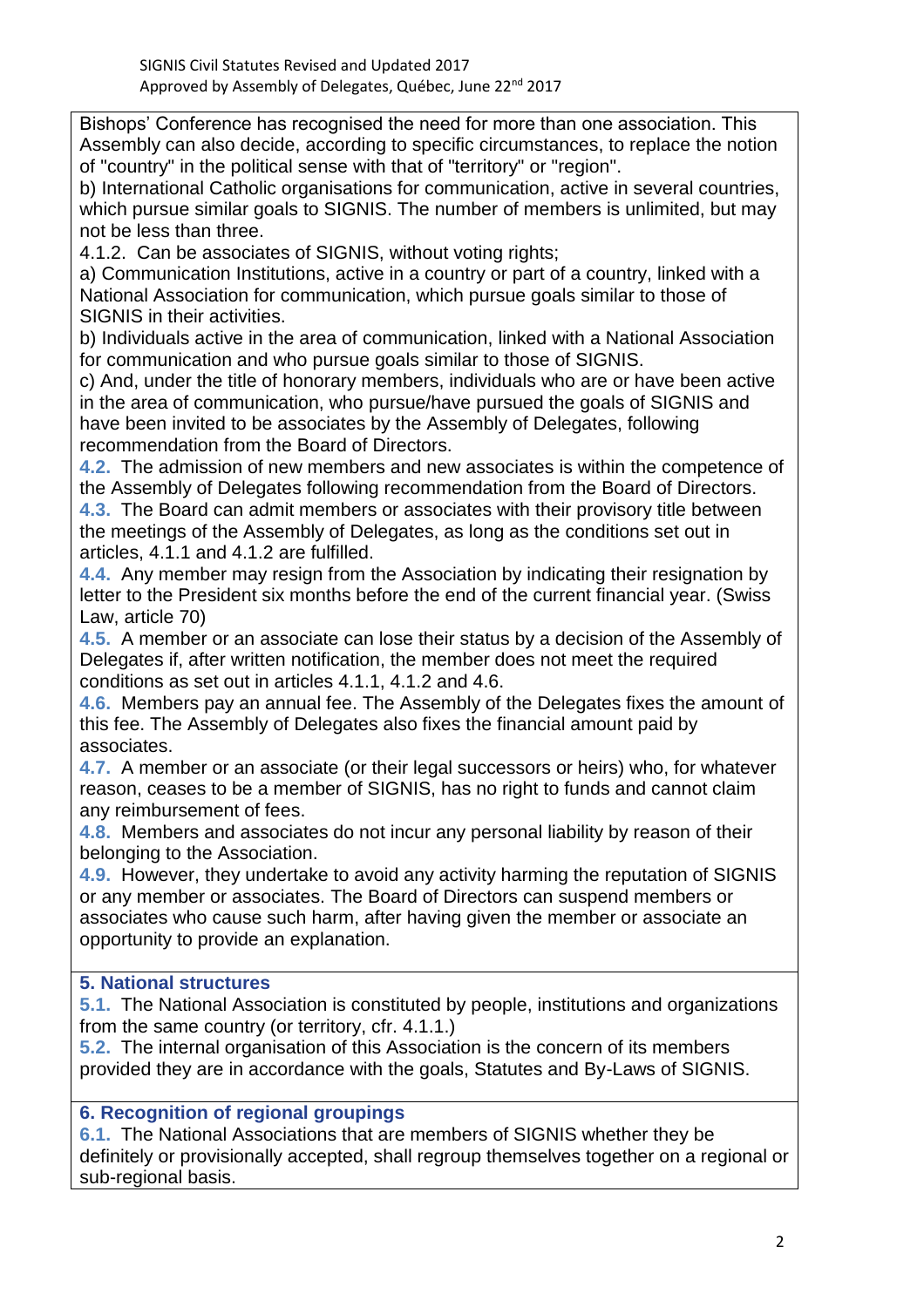Bishops' Conference has recognised the need for more than one association. This Assembly can also decide, according to specific circumstances, to replace the notion of "country" in the political sense with that of "territory" or "region".

b) International Catholic organisations for communication, active in several countries, which pursue similar goals to SIGNIS. The number of members is unlimited, but may not be less than three.

4.1.2. Can be associates of SIGNIS, without voting rights;

a) Communication Institutions, active in a country or part of a country, linked with a National Association for communication, which pursue goals similar to those of SIGNIS in their activities.

b) Individuals active in the area of communication, linked with a National Association for communication and who pursue goals similar to those of SIGNIS.

c) And, under the title of honorary members, individuals who are or have been active in the area of communication, who pursue/have pursued the goals of SIGNIS and have been invited to be associates by the Assembly of Delegates, following recommendation from the Board of Directors.

**4.2.** The admission of new members and new associates is within the competence of the Assembly of Delegates following recommendation from the Board of Directors.

**4.3.** The Board can admit members or associates with their provisory title between the meetings of the Assembly of Delegates, as long as the conditions set out in articles, 4.1.1 and 4.1.2 are fulfilled.

**4.4.** Any member may resign from the Association by indicating their resignation by letter to the President six months before the end of the current financial year. (Swiss Law, article 70)

**4.5.** A member or an associate can lose their status by a decision of the Assembly of Delegates if, after written notification, the member does not meet the required conditions as set out in articles 4.1.1, 4.1.2 and 4.6.

**4.6.** Members pay an annual fee. The Assembly of the Delegates fixes the amount of this fee. The Assembly of Delegates also fixes the financial amount paid by associates.

**4.7.** A member or an associate (or their legal successors or heirs) who, for whatever reason, ceases to be a member of SIGNIS, has no right to funds and cannot claim any reimbursement of fees.

**4.8.** Members and associates do not incur any personal liability by reason of their belonging to the Association.

**4.9.** However, they undertake to avoid any activity harming the reputation of SIGNIS or any member or associates. The Board of Directors can suspend members or associates who cause such harm, after having given the member or associate an opportunity to provide an explanation.

## 5. National structures

**5.1.** The National Association is constituted by people, institutions and organizations from the same country (or territory, cfr. 4.1.1.)

**5.2.** The internal organisation of this Association is the concern of its members provided they are in accordance with the goals, Statutes and By-Laws of SIGNIS.

## 6. Recognition of regional groupings

**6.1.** The National Associations that are members of SIGNIS whether they be definitely or provisionally accepted, shall regroup themselves together on a regional or sub-regional basis.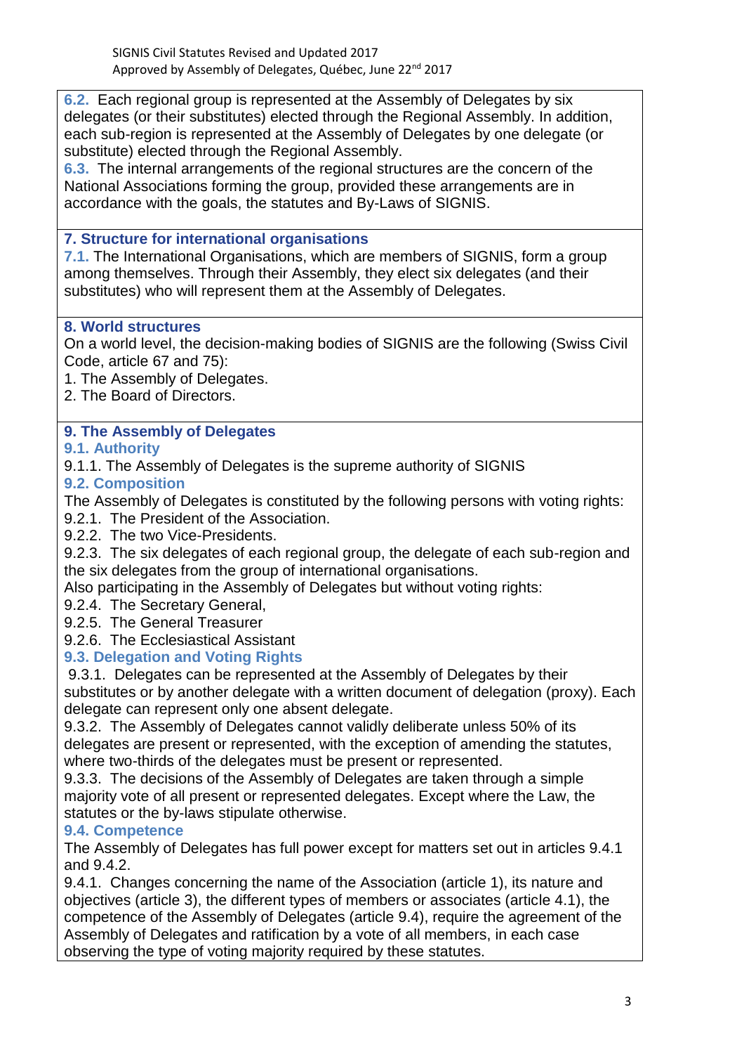**6.2.** Each regional group is represented at the Assembly of Delegates by six delegates (or their substitutes) elected through the Regional Assembly. In addition, each sub-region is represented at the Assembly of Delegates by one delegate (or substitute) elected through the Regional Assembly.

**6.3.** The internal arrangements of the regional structures are the concern of the National Associations forming the group, provided these arrangements are in accordance with the goals, the statutes and By-Laws of SIGNIS.

## 7. Structure for international organisations

**7.1.** The International Organisations, which are members of SIGNIS, form a group among themselves. Through their Assembly, they elect six delegates (and their substitutes) who will represent them at the Assembly of Delegates.

## 8. World structures

On a world level, the decision-making bodies of SIGNIS are the following (Swiss Civil Code, article 67 and 75):

1. The Assembly of Delegates.
2. The Board of Directors.

## 9. The Assembly of Delegates

### 9.1. Authority

9.1.1. The Assembly of Delegates is the supreme authority of SIGNIS

### 9.2. Composition

The Assembly of Delegates is constituted by the following persons with voting rights:

9.2.1. The President of the Association.

9.2.2. The two Vice-Presidents.

9.2.3. The six delegates of each regional group, the delegate of each sub-region and the six delegates from the group of international organisations.

Also participating in the Assembly of Delegates but without voting rights:

9.2.4. The Secretary General,

9.2.5. The General Treasurer

9.2.6. The Ecclesiastical Assistant

### 9.3. Delegation and Voting Rights

9.3.1. Delegates can be represented at the Assembly of Delegates by their substitutes or by another delegate with a written document of delegation (proxy). Each delegate can represent only one absent delegate.

9.3.2. The Assembly of Delegates cannot validly deliberate unless 50% of its delegates are present or represented, with the exception of amending the statutes, where two-thirds of the delegates must be present or represented.

9.3.3. The decisions of the Assembly of Delegates are taken through a simple majority vote of all present or represented delegates. Except where the Law, the statutes or the by-laws stipulate otherwise.

### 9.4. Competence

The Assembly of Delegates has full power except for matters set out in articles 9.4.1 and 9.4.2.

9.4.1. Changes concerning the name of the Association (article 1), its nature and objectives (article 3), the different types of members or associates (article 4.1), the competence of the Assembly of Delegates (article 9.4), require the agreement of the Assembly of Delegates and ratification by a vote of all members, in each case observing the type of voting majority required by these statutes.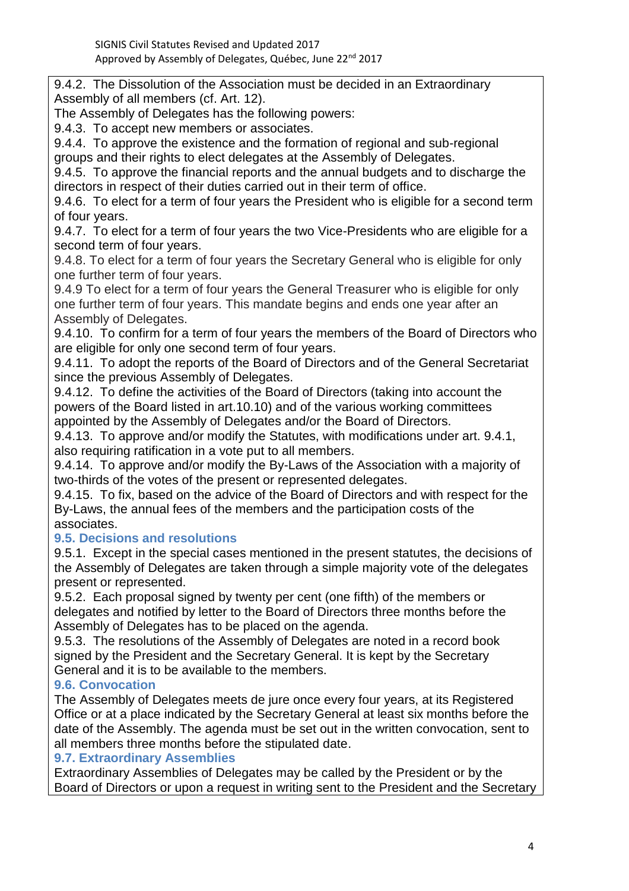9.4.2. The Dissolution of the Association must be decided in an Extraordinary Assembly of all members (cf. Art. 12).

The Assembly of Delegates has the following powers:

9.4.3. To accept new members or associates.

9.4.4. To approve the existence and the formation of regional and sub-regional groups and their rights to elect delegates at the Assembly of Delegates.

9.4.5. To approve the financial reports and the annual budgets and to discharge the directors in respect of their duties carried out in their term of office.

9.4.6. To elect for a term of four years the President who is eligible for a second term of four years.

9.4.7. To elect for a term of four years the two Vice-Presidents who are eligible for a second term of four years.

9.4.8. To elect for a term of four years the Secretary General who is eligible for only one further term of four years.

9.4.9 To elect for a term of four years the General Treasurer who is eligible for only one further term of four years. This mandate begins and ends one year after an Assembly of Delegates.

9.4.10. To confirm for a term of four years the members of the Board of Directors who are eligible for only one second term of four years.

9.4.11. To adopt the reports of the Board of Directors and of the General Secretariat since the previous Assembly of Delegates.

9.4.12. To define the activities of the Board of Directors (taking into account the powers of the Board listed in art.10.10) and of the various working committees appointed by the Assembly of Delegates and/or the Board of Directors.

9.4.13. To approve and/or modify the Statutes, with modifications under art. 9.4.1, also requiring ratification in a vote put to all members.

9.4.14. To approve and/or modify the By-Laws of the Association with a majority of two-thirds of the votes of the present or represented delegates.

9.4.15. To fix, based on the advice of the Board of Directors and with respect for the By-Laws, the annual fees of the members and the participation costs of the associates.

### 9.5. Decisions and resolutions

9.5.1. Except in the special cases mentioned in the present statutes, the decisions of the Assembly of Delegates are taken through a simple majority vote of the delegates present or represented.

9.5.2. Each proposal signed by twenty per cent (one fifth) of the members or delegates and notified by letter to the Board of Directors three months before the Assembly of Delegates has to be placed on the agenda.

9.5.3. The resolutions of the Assembly of Delegates are noted in a record book signed by the President and the Secretary General. It is kept by the Secretary General and it is to be available to the members.

### 9.6. Convocation

The Assembly of Delegates meets de jure once every four years, at its Registered Office or at a place indicated by the Secretary General at least six months before the date of the Assembly. The agenda must be set out in the written convocation, sent to all members three months before the stipulated date.

### 9.7. Extraordinary Assemblies

Extraordinary Assemblies of Delegates may be called by the President or by the Board of Directors or upon a request in writing sent to the President and the Secretary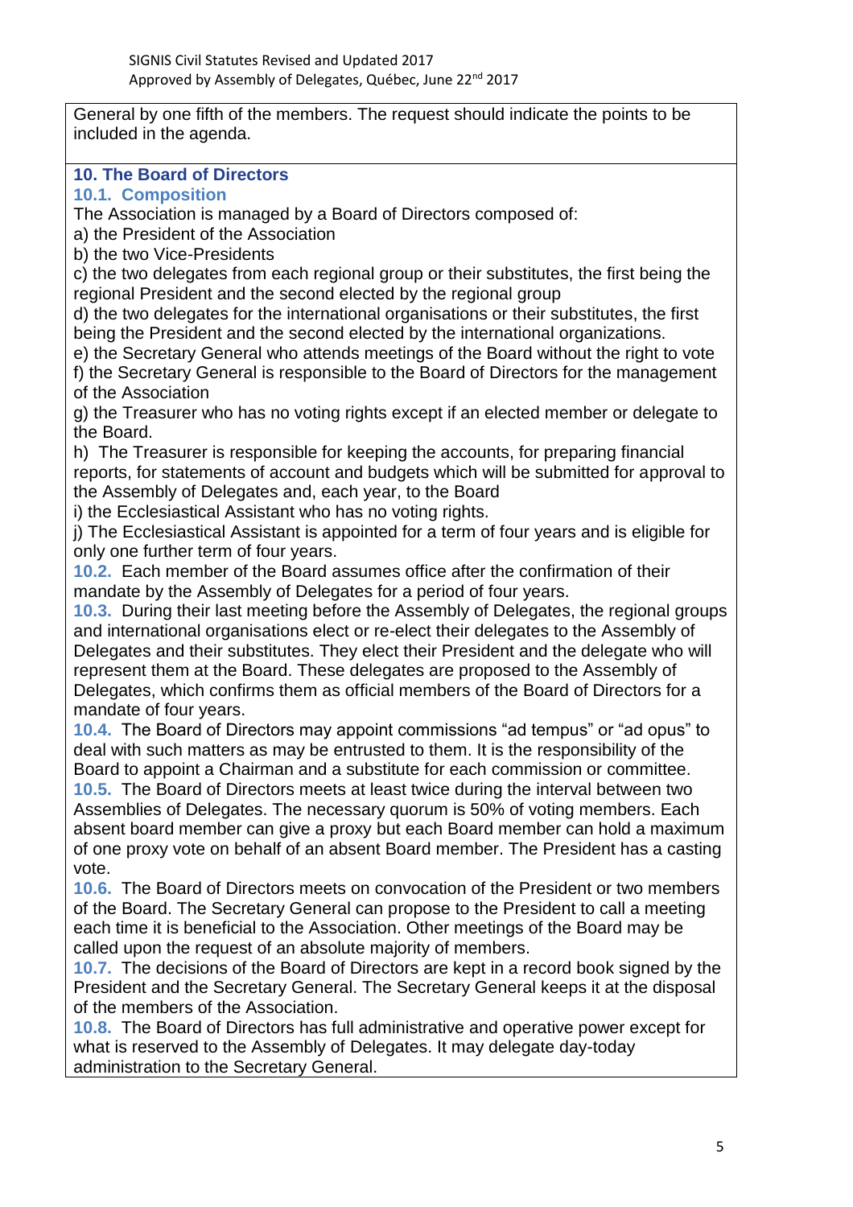General by one fifth of the members. The request should indicate the points to be included in the agenda.

## 10. The Board of Directors

### 10.1. Composition

The Association is managed by a Board of Directors composed of:

a) the President of the Association

b) the two Vice-Presidents

c) the two delegates from each regional group or their substitutes, the first being the regional President and the second elected by the regional group

d) the two delegates for the international organisations or their substitutes, the first being the President and the second elected by the international organizations.

e) the Secretary General who attends meetings of the Board without the right to vote

f) the Secretary General is responsible to the Board of Directors for the management of the Association

g) the Treasurer who has no voting rights except if an elected member or delegate to the Board.

h) The Treasurer is responsible for keeping the accounts, for preparing financial reports, for statements of account and budgets which will be submitted for approval to the Assembly of Delegates and, each year, to the Board

i) the Ecclesiastical Assistant who has no voting rights.

j) The Ecclesiastical Assistant is appointed for a term of four years and is eligible for only one further term of four years.

**10.2.** Each member of the Board assumes office after the confirmation of their mandate by the Assembly of Delegates for a period of four years.

**10.3.** During their last meeting before the Assembly of Delegates, the regional groups and international organisations elect or re-elect their delegates to the Assembly of Delegates and their substitutes. They elect their President and the delegate who will represent them at the Board. These delegates are proposed to the Assembly of Delegates, which confirms them as official members of the Board of Directors for a mandate of four years.

**10.4.** The Board of Directors may appoint commissions "ad tempus" or "ad opus" to deal with such matters as may be entrusted to them. It is the responsibility of the Board to appoint a Chairman and a substitute for each commission or committee.

**10.5.** The Board of Directors meets at least twice during the interval between two Assemblies of Delegates. The necessary quorum is 50% of voting members. Each absent board member can give a proxy but each Board member can hold a maximum of one proxy vote on behalf of an absent Board member. The President has a casting vote.

**10.6.** The Board of Directors meets on convocation of the President or two members of the Board. The Secretary General can propose to the President to call a meeting each time it is beneficial to the Association. Other meetings of the Board may be called upon the request of an absolute majority of members.

**10.7.** The decisions of the Board of Directors are kept in a record book signed by the President and the Secretary General. The Secretary General keeps it at the disposal of the members of the Association.

**10.8.** The Board of Directors has full administrative and operative power except for what is reserved to the Assembly of Delegates. It may delegate day-today administration to the Secretary General.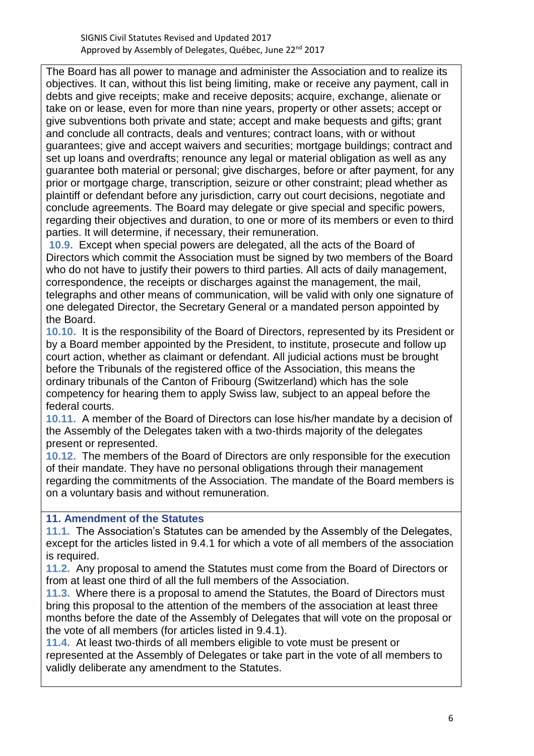The Board has all power to manage and administer the Association and to realize its objectives. It can, without this list being limiting, make or receive any payment, call in debts and give receipts; make and receive deposits; acquire, exchange, alienate or take on or lease, even for more than nine years, property or other assets; accept or give subventions both private and state; accept and make bequests and gifts; grant and conclude all contracts, deals and ventures; contract loans, with or without guarantees; give and accept waivers and securities; mortgage buildings; contract and set up loans and overdrafts; renounce any legal or material obligation as well as any guarantee both material or personal; give discharges, before or after payment, for any prior or mortgage charge, transcription, seizure or other constraint; plead whether as plaintiff or defendant before any jurisdiction, carry out court decisions, negotiate and conclude agreements. The Board may delegate or give special and specific powers, regarding their objectives and duration, to one or more of its members or even to third parties. It will determine, if necessary, their remuneration.

**10.9.** Except when special powers are delegated, all the acts of the Board of Directors which commit the Association must be signed by two members of the Board who do not have to justify their powers to third parties. All acts of daily management, correspondence, the receipts or discharges against the management, the mail, telegraphs and other means of communication, will be valid with only one signature of one delegated Director, the Secretary General or a mandated person appointed by the Board.

**10.10.** It is the responsibility of the Board of Directors, represented by its President or by a Board member appointed by the President, to institute, prosecute and follow up court action, whether as claimant or defendant. All judicial actions must be brought before the Tribunals of the registered office of the Association, this means the ordinary tribunals of the Canton of Fribourg (Switzerland) which has the sole competency for hearing them to apply Swiss law, subject to an appeal before the federal courts.

**10.11.** A member of the Board of Directors can lose his/her mandate by a decision of the Assembly of the Delegates taken with a two-thirds majority of the delegates present or represented.

**10.12.** The members of the Board of Directors are only responsible for the execution of their mandate. They have no personal obligations through their management regarding the commitments of the Association. The mandate of the Board members is on a voluntary basis and without remuneration.

## 11. Amendment of the Statutes

**11.1.** The Association's Statutes can be amended by the Assembly of the Delegates, except for the articles listed in 9.4.1 for which a vote of all members of the association is required.

**11.2.** Any proposal to amend the Statutes must come from the Board of Directors or from at least one third of all the full members of the Association.

**11.3.** Where there is a proposal to amend the Statutes, the Board of Directors must bring this proposal to the attention of the members of the association at least three months before the date of the Assembly of Delegates that will vote on the proposal or the vote of all members (for articles listed in 9.4.1).

**11.4.** At least two-thirds of all members eligible to vote must be present or represented at the Assembly of Delegates or take part in the vote of all members to validly deliberate any amendment to the Statutes.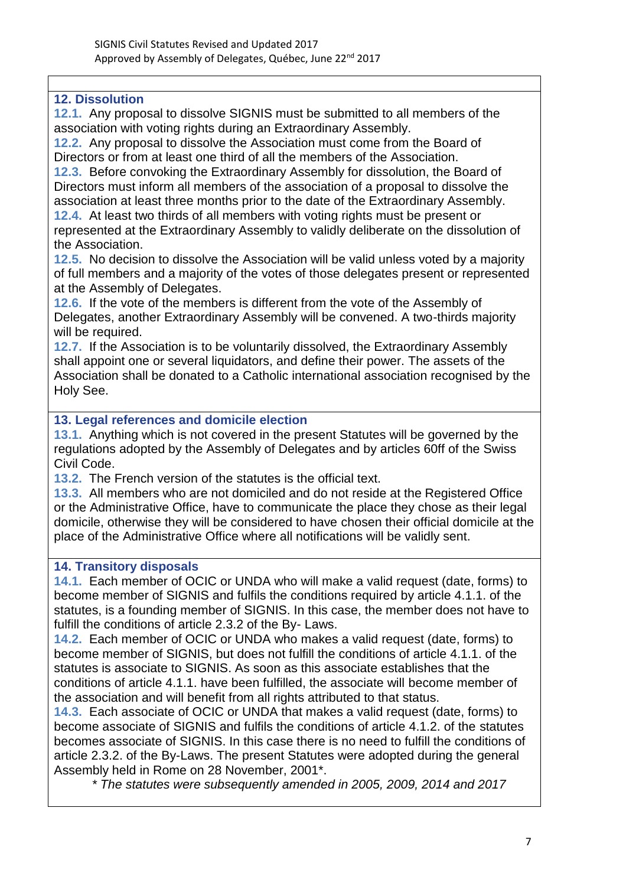## 12. Dissolution

**12.1.** Any proposal to dissolve SIGNIS must be submitted to all members of the association with voting rights during an Extraordinary Assembly.

**12.2.** Any proposal to dissolve the Association must come from the Board of Directors or from at least one third of all the members of the Association.

**12.3.** Before convoking the Extraordinary Assembly for dissolution, the Board of Directors must inform all members of the association of a proposal to dissolve the association at least three months prior to the date of the Extraordinary Assembly.

**12.4.** At least two thirds of all members with voting rights must be present or represented at the Extraordinary Assembly to validly deliberate on the dissolution of the Association.

**12.5.** No decision to dissolve the Association will be valid unless voted by a majority of full members and a majority of the votes of those delegates present or represented at the Assembly of Delegates.

**12.6.** If the vote of the members is different from the vote of the Assembly of Delegates, another Extraordinary Assembly will be convened. A two-thirds majority will be required.

**12.7.** If the Association is to be voluntarily dissolved, the Extraordinary Assembly shall appoint one or several liquidators, and define their power. The assets of the Association shall be donated to a Catholic international association recognised by the Holy See.

## 13. Legal references and domicile election

**13.1.** Anything which is not covered in the present Statutes will be governed by the regulations adopted by the Assembly of Delegates and by articles 60ff of the Swiss Civil Code.

**13.2.** The French version of the statutes is the official text.

**13.3.** All members who are not domiciled and do not reside at the Registered Office or the Administrative Office, have to communicate the place they chose as their legal domicile, otherwise they will be considered to have chosen their official domicile at the place of the Administrative Office where all notifications will be validly sent.

## 14. Transitory disposals

**14.1.** Each member of OCIC or UNDA who will make a valid request (date, forms) to become member of SIGNIS and fulfils the conditions required by article 4.1.1. of the statutes, is a founding member of SIGNIS. In this case, the member does not have to fulfill the conditions of article 2.3.2 of the By- Laws.

**14.2.** Each member of OCIC or UNDA who makes a valid request (date, forms) to become member of SIGNIS, but does not fulfill the conditions of article 4.1.1. of the statutes is associate to SIGNIS. As soon as this associate establishes that the conditions of article 4.1.1. have been fulfilled, the associate will become member of the association and will benefit from all rights attributed to that status.

**14.3.** Each associate of OCIC or UNDA that makes a valid request (date, forms) to become associate of SIGNIS and fulfils the conditions of article 4.1.2. of the statutes becomes associate of SIGNIS. In this case there is no need to fulfill the conditions of article 2.3.2. of the By-Laws. The present Statutes were adopted during the general Assembly held in Rome on 28 November, 2001*.

*\* The statutes were subsequently amended in 2005, 2009, 2014 and 2017*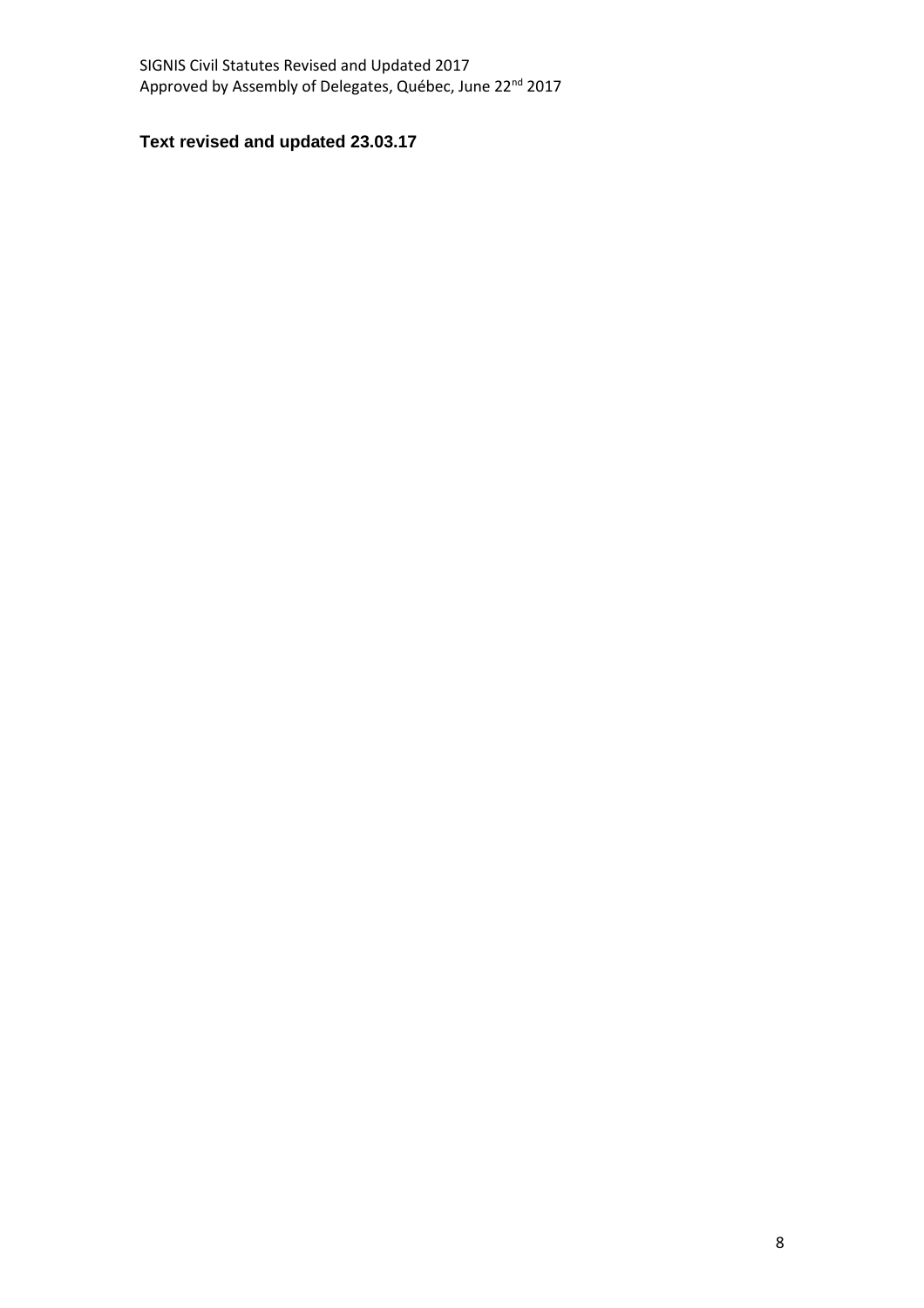**Text revised and updated 23.03.17**